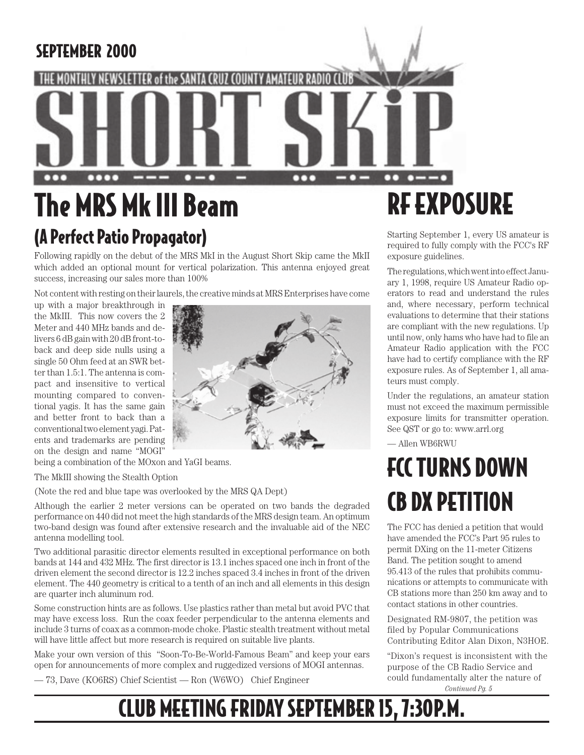SEPTEMBER 2000

THE MONTHLY NEWSLETTER of the SANTA CRUZ COUNTY AMATEUR RADIO CLUB

# SHORT SKiP

## The MRS Mk III Beam

### (A Perfect Patio Propagator)

Following rapidly on the debut of the MRS MkI in the August Short Skip came the MkII which added an optional mount for vertical polarization. This antenna enjoyed great success, increasing our sales more than 100%

Not content with resting on their laurels, the creative minds at MRS Enterprises have come up with a major breakthrough in the MkIII. This now covers the 2 Meter and 440 MHz bands and delivers 6 dB gain with 20 dB front-to-back and deep side nulls using a single 50 Ohm feed at an SWR better than 1.5:1. The antenna is compact and insensitive to vertical mounting compared to conventional yagis. It has the same gain and better front to back than a conventional two element yagi. Patents and trademarks are pending on the design and name "MOGI" being a combination of the MOxon and YaGI beams.

The MkIII showing the Stealth Option

(Note the red and blue tape was overlooked by the MRS QA Dept)

Although the earlier 2 meter versions can be operated on two bands the degraded performance on 440 did not meet the high standards of the MRS design team. An optimum two-band design was found after extensive research and the invaluable aid of the NEC antenna modelling tool.

Two additional parasitic director elements resulted in exceptional performance on both bands at 144 and 432 MHz. The first director is 13.1 inches spaced one inch in front of the driven element the second director is 12.2 inches spaced 3.4 inches in front of the driven element. The 440 geometry is critical to a tenth of an inch and all elements in this design are quarter inch aluminum rod.

Some construction hints are as follows. Use plastics rather than metal but avoid PVC that may have excess loss. Run the coax feeder perpendicular to the antenna elements and include 3 turns of coax as a common-mode choke. Plastic stealth treatment without metal will have little affect but more research is required on suitable live plants.

Make your own version of this "Soon-To-Be-World-Famous Beam" and keep your ears open for announcements of more complex and ruggedized versions of MOGI antennas.

— 73, Dave (KO6RS) Chief Scientist — Ron (W6WO) Chief Engineer

## RF EXPOSURE

Starting September 1, every US amateur is required to fully comply with the FCC's RF exposure guidelines.

The regulations, which went into effect January 1, 1998, require US Amateur Radio operators to read and understand the rules and, where necessary, perform technical evaluations to determine that their stations are compliant with the new regulations. Up until now, only hams who have had to file an Amateur Radio application with the FCC have had to certify compliance with the RF exposure rules. As of September 1, all amateurs must comply.

Under the regulations, an amateur station must not exceed the maximum permissible exposure limits for transmitter operation. See QST or go to: www.arrl.org

— Allen WB6RWU

## FCC TURNS DOWN CB DX PETITION

The FCC has denied a petition that would have amended the FCC's Part 95 rules to permit DXing on the 11-meter Citizens Band. The petition sought to amend 95.413 of the rules that prohibits communications or attempts to communicate with CB stations more than 250 km away and to contact stations in other countries.

Designated RM-9807, the petition was filed by Popular Communications Contributing Editor Alan Dixon, N3HOE.

"Dixon's request is inconsistent with the purpose of the CB Radio Service and could fundamentally alter the nature of

*Continued Pg. 5*

## CLUB MEETING FRIDAY SEPTEMBER 15, 7:30P.M.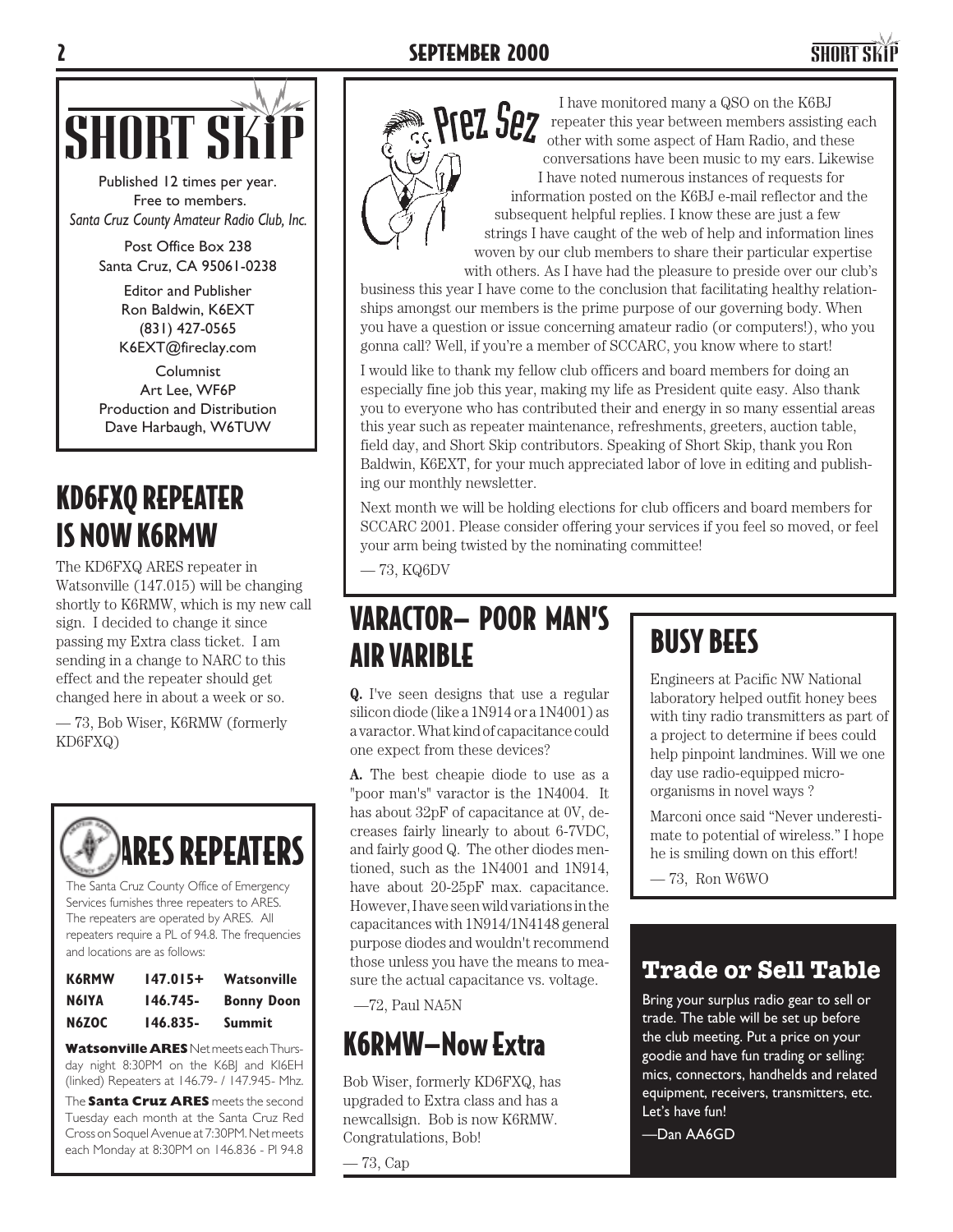# SHORT SKIP

Published 12 times per year.
Free to members.
*Santa Cruz County Amateur Radio Club, Inc.*

Post Office Box 238
Santa Cruz, CA 95061-0238

Editor and Publisher
Ron Baldwin, K6EXT
(831) 427-0565
K6EXT@fireclay.com

Columnist
Art Lee, WF6P
Production and Distribution
Dave Harbaugh, W6TUW

## KD6FXQ REPEATER IS NOW K6RMW

The KD6FXQ ARES repeater in Watsonville (147.015) will be changing shortly to K6RMW, which is my new call sign. I decided to change it since passing my Extra class ticket. I am sending in a change to NARC to this effect and the repeater should get changed here in about a week or so.

— 73, Bob Wiser, K6RMW (formerly KD6FXQ)

## ARES REPEATERS

The Santa Cruz County Office of Emergency Services furnishes three repeaters to ARES. The repeaters are operated by ARES. All repeaters require a PL of 94.8. The frequencies and locations are as follows:

| K6RMW | 147.015+ | Watsonville |
|---|---|---|
| N6IYA | 146.745- | Bonny Doon |
| N6ZOC | 146.835- | Summit |

**Watsonville ARES** Net meets each Thursday night 8:30PM on the K6BJ and KI6EH (linked) Repeaters at 146.79- / 147.945- Mhz.

The **Santa Cruz ARES** meets the second Tuesday each month at the Santa Cruz Red Cross on Soquel Avenue at 7:30PM. Net meets each Monday at 8:30PM on 146.836 - Pl 94.8

## Prez Sez

I have monitored many a QSO on the K6BJ repeater this year between members assisting each other with some aspect of Ham Radio, and these conversations have been music to my ears. Likewise I have noted numerous instances of requests for information posted on the K6BJ e-mail reflector and the subsequent helpful replies. I know these are just a few strings I have caught of the web of help and information lines woven by our club members to share their particular expertise with others. As I have had the pleasure to preside over our club's business this year I have come to the conclusion that facilitating healthy relationships amongst our members is the prime purpose of our governing body. When you have a question or issue concerning amateur radio (or computers!), who you gonna call? Well, if you're a member of SCCARC, you know where to start!

I would like to thank my fellow club officers and board members for doing an especially fine job this year, making my life as President quite easy. Also thank you to everyone who has contributed their and energy in so many essential areas this year such as repeater maintenance, refreshments, greeters, auction table, field day, and Short Skip contributors. Speaking of Short Skip, thank you Ron Baldwin, K6EXT, for your much appreciated labor of love in editing and publishing our monthly newsletter.

Next month we will be holding elections for club officers and board members for SCCARC 2001. Please consider offering your services if you feel so moved, or feel your arm being twisted by the nominating committee!

— 73, KQ6DV

## VARACTOR– POOR MAN'S AIR VARIBLE

**Q.** I've seen designs that use a regular silicon diode (like a 1N914 or a 1N4001) as a varactor. What kind of capacitance could one expect from these devices?

**A.** The best cheapie diode to use as a "poor man's" varactor is the 1N4004. It has about 32pF of capacitance at 0V, decreases fairly linearly to about 6-7VDC, and fairly good Q. The other diodes mentioned, such as the 1N4001 and 1N914, have about 20-25pF max. capacitance. However, I have seen wild variations in the capacitances with 1N914/1N4148 general purpose diodes and wouldn't recommend those unless you have the means to measure the actual capacitance vs. voltage.

—72, Paul NA5N

## K6RMW—Now Extra

Bob Wiser, formerly KD6FXQ, has upgraded to Extra class and has a newcallsign. Bob is now K6RMW. Congratulations, Bob!

— 73, Cap

## BUSY BEES

Engineers at Pacific NW National laboratory helped outfit honey bees with tiny radio transmitters as part of a project to determine if bees could help pinpoint landmines. Will we one day use radio-equipped micro-organisms in novel ways ?

Marconi once said "Never underestimate to potential of wireless." I hope he is smiling down on this effort!

— 73, Ron W6WO

## Trade or Sell Table

Bring your surplus radio gear to sell or trade. The table will be set up before the club meeting. Put a price on your goodie and have fun trading or selling: mics, connectors, handhelds and related equipment, receivers, transmitters, etc. Let's have fun!

—Dan AA6GD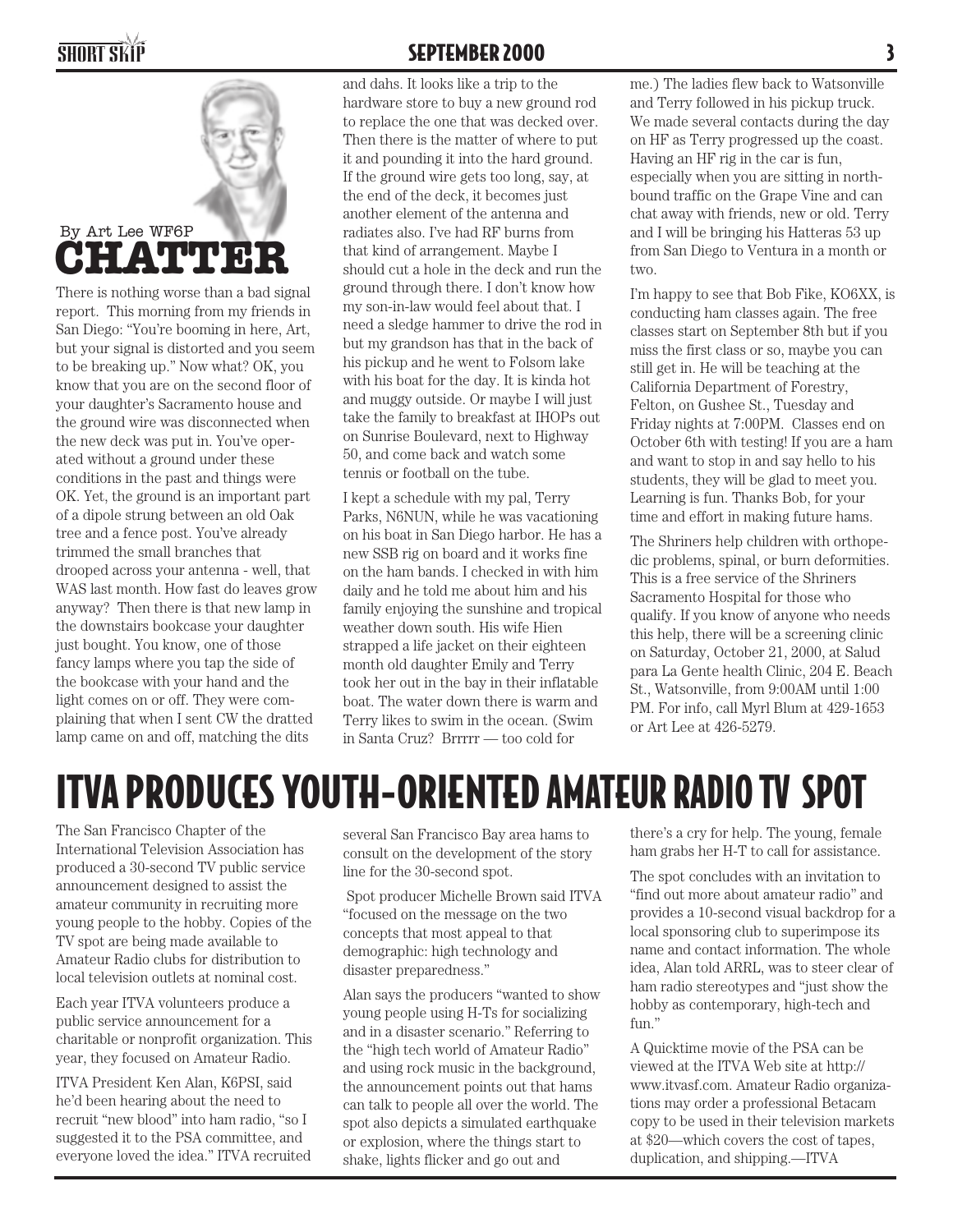# CHATTER

By Art Lee WF6P

There is nothing worse than a bad signal report. This morning from my friends in San Diego: "You're booming in here, Art, but your signal is distorted and you seem to be breaking up." Now what? OK, you know that you are on the second floor of your daughter's Sacramento house and the ground wire was disconnected when the new deck was put in. You've operated without a ground under these conditions in the past and things were OK. Yet, the ground is an important part of a dipole strung between an old Oak tree and a fence post. You've already trimmed the small branches that drooped across your antenna - well, that WAS last month. How fast do leaves grow anyway? Then there is that new lamp in the downstairs bookcase your daughter just bought. You know, one of those fancy lamps where you tap the side of the bookcase with your hand and the light comes on or off. They were complaining that when I sent CW the dratted lamp came on and off, matching the dits and dahs. It looks like a trip to the hardware store to buy a new ground rod to replace the one that was decked over. Then there is the matter of where to put it and pounding it into the hard ground. If the ground wire gets too long, say, at the end of the deck, it becomes just another element of the antenna and radiates also. I've had RF burns from that kind of arrangement. Maybe I should cut a hole in the deck and run the ground through there. I don't know how my son-in-law would feel about that. I need a sledge hammer to drive the rod in but my grandson has that in the back of his pickup and he went to Folsom lake with his boat for the day. It is kinda hot and muggy outside. Or maybe I will just take the family to breakfast at IHOPs out on Sunrise Boulevard, next to Highway 50, and come back and watch some tennis or football on the tube.

I kept a schedule with my pal, Terry Parks, N6NUN, while he was vacationing on his boat in San Diego harbor. He has a new SSB rig on board and it works fine on the ham bands. I checked in with him daily and he told me about him and his family enjoying the sunshine and tropical weather down south. His wife Hien strapped a life jacket on their eighteen month old daughter Emily and Terry took her out in the bay in their inflatable boat. The water down there is warm and Terry likes to swim in the ocean. (Swim in Santa Cruz? Brrrrr — too cold for me.) The ladies flew back to Watsonville and Terry followed in his pickup truck. We made several contacts during the day on HF as Terry progressed up the coast. Having an HF rig in the car is fun, especially when you are sitting in north-bound traffic on the Grape Vine and can chat away with friends, new or old. Terry and I will be bringing his Hatteras 53 up from San Diego to Ventura in a month or two.

I'm happy to see that Bob Fike, KO6XX, is conducting ham classes again. The free classes start on September 8th but if you miss the first class or so, maybe you can still get in. He will be teaching at the California Department of Forestry, Felton, on Gushee St., Tuesday and Friday nights at 7:00PM. Classes end on October 6th with testing! If you are a ham and want to stop in and say hello to his students, they will be glad to meet you. Learning is fun. Thanks Bob, for your time and effort in making future hams.

The Shriners help children with orthopedic problems, spinal, or burn deformities. This is a free service of the Shriners Sacramento Hospital for those who qualify. If you know of anyone who needs this help, there will be a screening clinic on Saturday, October 21, 2000, at Salud para La Gente health Clinic, 204 E. Beach St., Watsonville, from 9:00AM until 1:00 PM. For info, call Myrl Blum at 429-1653 or Art Lee at 426-5279.

# ITVA PRODUCES YOUTH-ORIENTED AMATEUR RADIO TV SPOT

The San Francisco Chapter of the International Television Association has produced a 30-second TV public service announcement designed to assist the amateur community in recruiting more young people to the hobby. Copies of the TV spot are being made available to Amateur Radio clubs for distribution to local television outlets at nominal cost.

Each year ITVA volunteers produce a public service announcement for a charitable or nonprofit organization. This year, they focused on Amateur Radio.

ITVA President Ken Alan, K6PSI, said he'd been hearing about the need to recruit "new blood" into ham radio, "so I suggested it to the PSA committee, and everyone loved the idea." ITVA recruited several San Francisco Bay area hams to consult on the development of the story line for the 30-second spot.

Spot producer Michelle Brown said ITVA "focused on the message on the two concepts that most appeal to that demographic: high technology and disaster preparedness."

Alan says the producers "wanted to show young people using H-Ts for socializing and in a disaster scenario." Referring to the "high tech world of Amateur Radio" and using rock music in the background, the announcement points out that hams can talk to people all over the world. The spot also depicts a simulated earthquake or explosion, where the things start to shake, lights flicker and go out and there's a cry for help. The young, female ham grabs her H-T to call for assistance.

The spot concludes with an invitation to "find out more about amateur radio" and provides a 10-second visual backdrop for a local sponsoring club to superimpose its name and contact information. The whole idea, Alan told ARRL, was to steer clear of ham radio stereotypes and "just show the hobby as contemporary, high-tech and fun."

A Quicktime movie of the PSA can be viewed at the ITVA Web site at http://www.itvasf.com. Amateur Radio organizations may order a professional Betacam copy to be used in their television markets at $20—which covers the cost of tapes, duplication, and shipping.—ITVA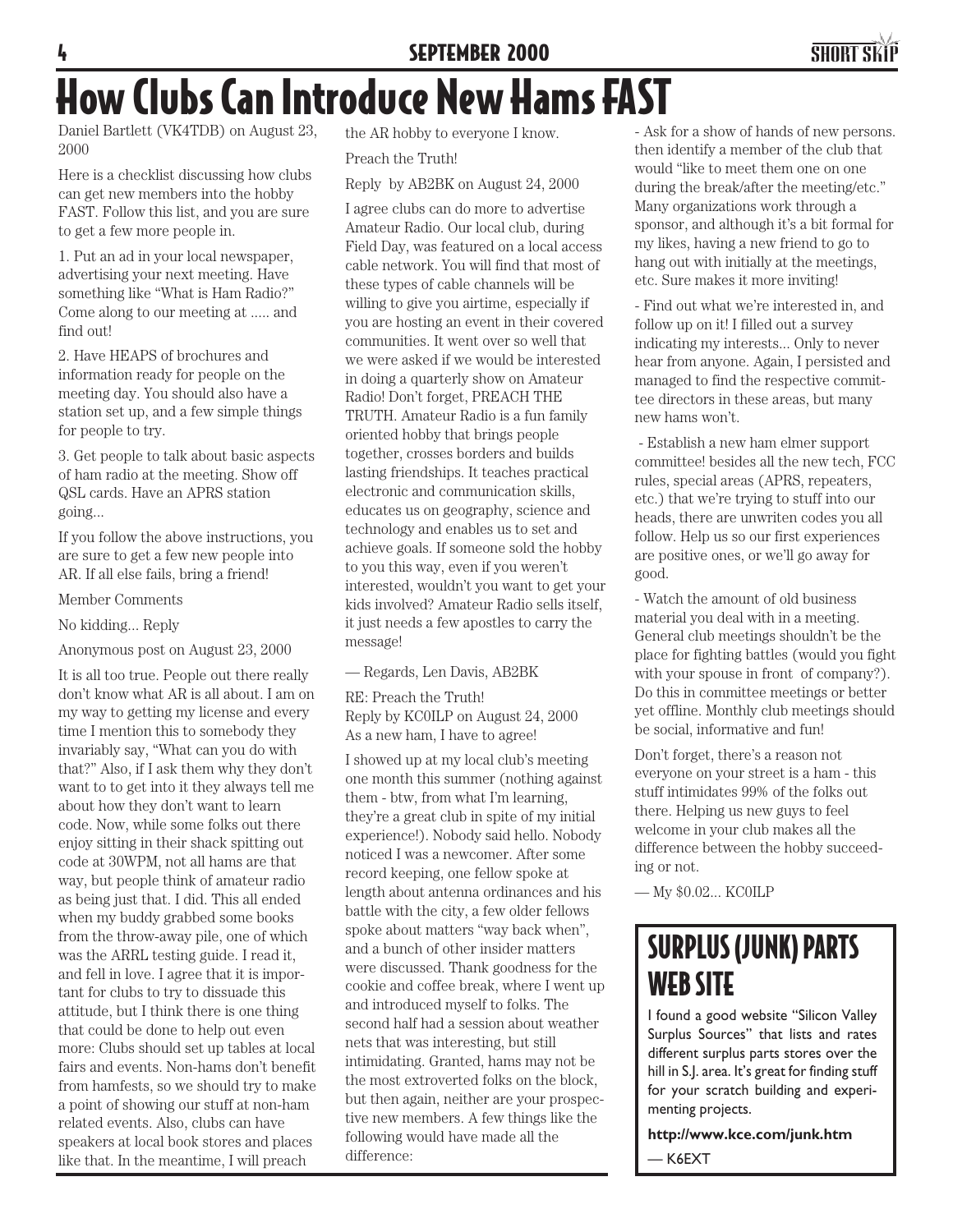# How Clubs Can Introduce New Hams FAST

Daniel Bartlett (VK4TDB) on August 23, 2000

Here is a checklist discussing how clubs can get new members into the hobby FAST. Follow this list, and you are sure to get a few more people in.

1. Put an ad in your local newspaper, advertising your next meeting. Have something like "What is Ham Radio?" Come along to our meeting at ..... and find out!

2. Have HEAPS of brochures and information ready for people on the meeting day. You should also have a station set up, and a few simple things for people to try.

3. Get people to talk about basic aspects of ham radio at the meeting. Show off QSL cards. Have an APRS station going...

If you follow the above instructions, you are sure to get a few new people into AR. If all else fails, bring a friend!

Member Comments

No kidding... Reply

Anonymous post on August 23, 2000

It is all too true. People out there really don't know what AR is all about. I am on my way to getting my license and every time I mention this to somebody they invariably say, "What can you do with that?" Also, if I ask them why they don't want to to get into it they always tell me about how they don't want to learn code. Now, while some folks out there enjoy sitting in their shack spitting out code at 30WPM, not all hams are that way, but people think of amateur radio as being just that. I did. This all ended when my buddy grabbed some books from the throw-away pile, one of which was the ARRL testing guide. I read it, and fell in love. I agree that it is important for clubs to try to dissuade this attitude, but I think there is one thing that could be done to help out even more: Clubs should set up tables at local fairs and events. Non-hams don't benefit from hamfests, so we should try to make a point of showing our stuff at non-ham related events. Also, clubs can have speakers at local book stores and places like that. In the meantime, I will preach the AR hobby to everyone I know.

Preach the Truth!

Reply by AB2BK on August 24, 2000

I agree clubs can do more to advertise Amateur Radio. Our local club, during Field Day, was featured on a local access cable network. You will find that most of these types of cable channels will be willing to give you airtime, especially if you are hosting an event in their covered communities. It went over so well that we were asked if we would be interested in doing a quarterly show on Amateur Radio! Don't forget, PREACH THE TRUTH. Amateur Radio is a fun family oriented hobby that brings people together, crosses borders and builds lasting friendships. It teaches practical electronic and communication skills, educates us on geography, science and technology and enables us to set and achieve goals. If someone sold the hobby to you this way, even if you weren't interested, wouldn't you want to get your kids involved? Amateur Radio sells itself, it just needs a few apostles to carry the message!

— Regards, Len Davis, AB2BK

RE: Preach the Truth!
Reply by KC0ILP on August 24, 2000
As a new ham, I have to agree!

I showed up at my local club's meeting one month this summer (nothing against them - btw, from what I'm learning, they're a great club in spite of my initial experience!). Nobody said hello. Nobody noticed I was a newcomer. After some record keeping, one fellow spoke at length about antenna ordinances and his battle with the city, a few older fellows spoke about matters "way back when", and a bunch of other insider matters were discussed. Thank goodness for the cookie and coffee break, where I went up and introduced myself to folks. The second half had a session about weather nets that was interesting, but still intimidating. Granted, hams may not be the most extroverted folks on the block, but then again, neither are your prospective new members. A few things like the following would have made all the difference:

- Ask for a show of hands of new persons. then identify a member of the club that would "like to meet them one on one during the break/after the meeting/etc." Many organizations work through a sponsor, and although it's a bit formal for my likes, having a new friend to go to hang out with initially at the meetings, etc. Sure makes it more inviting!

- Find out what we're interested in, and follow up on it! I filled out a survey indicating my interests... Only to never hear from anyone. Again, I persisted and managed to find the respective committee directors in these areas, but many new hams won't.

- Establish a new ham elmer support committee! besides all the new tech, FCC rules, special areas (APRS, repeaters, etc.) that we're trying to stuff into our heads, there are unwriten codes you all follow. Help us so our first experiences are positive ones, or we'll go away for good.

- Watch the amount of old business material you deal with in a meeting. General club meetings shouldn't be the place for fighting battles (would you fight with your spouse in front of company?). Do this in committee meetings or better yet offline. Monthly club meetings should be social, informative and fun!

Don't forget, there's a reason not everyone on your street is a ham - this stuff intimidates 99% of the folks out there. Helping us new guys to feel welcome in your club makes all the difference between the hobby succeeding or not.

— My $0.02... KC0ILP

## Surplus (Junk) Parts Web Site

I found a good website "Silicon Valley Surplus Sources" that lists and rates different surplus parts stores over the hill in S.J. area. It's great for finding stuff for your scratch building and experimenting projects.

**http://www.kce.com/junk.htm**

— K6EXT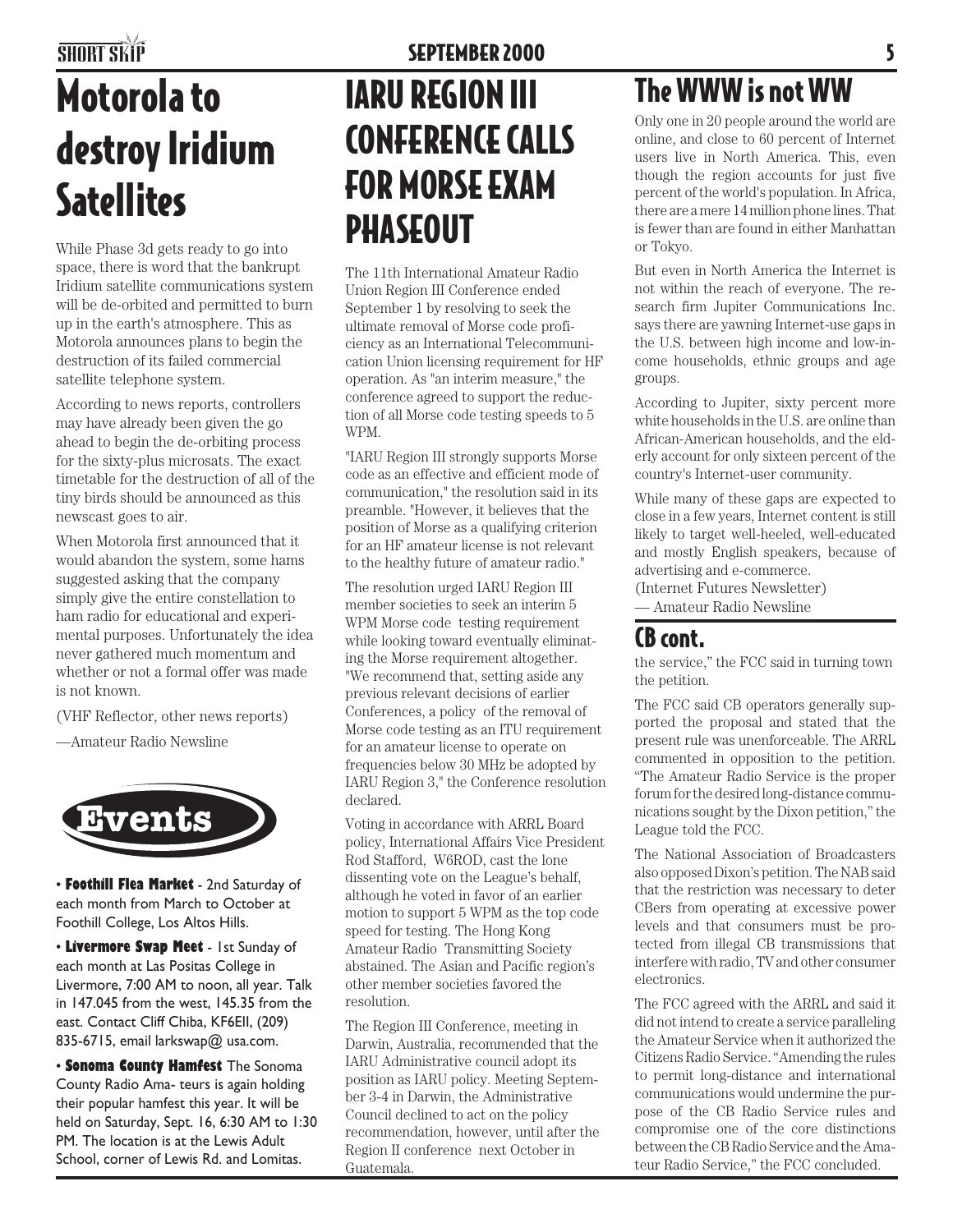# Motorola to destroy Iridium Satellites

While Phase 3d gets ready to go into space, there is word that the bankrupt Iridium satellite communications system will be de-orbited and permitted to burn up in the earth's atmosphere. This as Motorola announces plans to begin the destruction of its failed commercial satellite telephone system.

According to news reports, controllers may have already been given the go ahead to begin the de-orbiting process for the sixty-plus microsats. The exact timetable for the destruction of all of the tiny birds should be announced as this newscast goes to air.

When Motorola first announced that it would abandon the system, some hams suggested asking that the company simply give the entire constellation to ham radio for educational and experimental purposes. Unfortunately the idea never gathered much momentum and whether or not a formal offer was made is not known.

(VHF Reflector, other news reports)

—Amateur Radio Newsline

## Events

- **Foothill Flea Market** - 2nd Saturday of each month from March to October at Foothill College, Los Altos Hills.
- **Livermore Swap Meet** - 1st Sunday of each month at Las Positas College in Livermore, 7:00 AM to noon, all year. Talk in 147.045 from the west, 145.35 from the east. Contact Cliff Chiba, KF6EII, (209) 835-6715, email larkswap@ usa.com.
- **Sonoma County Hamfest** The Sonoma County Radio Ama- teurs is again holding their popular hamfest this year. It will be held on Saturday, Sept. 16, 6:30 AM to 1:30 PM. The location is at the Lewis Adult School, corner of Lewis Rd. and Lomitas.

# IARU REGION III CONFERENCE CALLS FOR MORSE EXAM PHASEOUT

The 11th International Amateur Radio Union Region III Conference ended September 1 by resolving to seek the ultimate removal of Morse code proficiency as an International Telecommunication Union licensing requirement for HF operation. As "an interim measure," the conference agreed to support the reduction of all Morse code testing speeds to 5 WPM.

"IARU Region III strongly supports Morse code as an effective and efficient mode of communication," the resolution said in its preamble. "However, it believes that the position of Morse as a qualifying criterion for an HF amateur license is not relevant to the healthy future of amateur radio."

The resolution urged IARU Region III member societies to seek an interim 5 WPM Morse code testing requirement while looking toward eventually eliminating the Morse requirement altogether. "We recommend that, setting aside any previous relevant decisions of earlier Conferences, a policy of the removal of Morse code testing as an ITU requirement for an amateur license to operate on frequencies below 30 MHz be adopted by IARU Region 3," the Conference resolution declared.

Voting in accordance with ARRL Board policy, International Affairs Vice President Rod Stafford, W6ROD, cast the lone dissenting vote on the League's behalf, although he voted in favor of an earlier motion to support 5 WPM as the top code speed for testing. The Hong Kong Amateur Radio Transmitting Society abstained. The Asian and Pacific region's other member societies favored the resolution.

The Region III Conference, meeting in Darwin, Australia, recommended that the IARU Administrative council adopt its position as IARU policy. Meeting September 3-4 in Darwin, the Administrative Council declined to act on the policy recommendation, however, until after the Region II conference next October in Guatemala.

# The WWW is not WW

Only one in 20 people around the world are online, and close to 60 percent of Internet users live in North America. This, even though the region accounts for just five percent of the world's population. In Africa, there are a mere 14 million phone lines. That is fewer than are found in either Manhattan or Tokyo.

But even in North America the Internet is not within the reach of everyone. The research firm Jupiter Communications Inc. says there are yawning Internet-use gaps in the U.S. between high income and low-income households, ethnic groups and age groups.

According to Jupiter, sixty percent more white households in the U.S. are online than African-American households, and the elderly account for only sixteen percent of the country's Internet-user community.

While many of these gaps are expected to close in a few years, Internet content is still likely to target well-heeled, well-educated and mostly English speakers, because of advertising and e-commerce.

(Internet Futures Newsletter)

— Amateur Radio Newsline

## CB cont.

the service," the FCC said in turning town the petition.

The FCC said CB operators generally supported the proposal and stated that the present rule was unenforceable. The ARRL commented in opposition to the petition. "The Amateur Radio Service is the proper forum for the desired long-distance communications sought by the Dixon petition," the League told the FCC.

The National Association of Broadcasters also opposed Dixon's petition. The NAB said that the restriction was necessary to deter CBers from operating at excessive power levels and that consumers must be protected from illegal CB transmissions that interfere with radio, TV and other consumer electronics.

The FCC agreed with the ARRL and said it did not intend to create a service paralleling the Amateur Service when it authorized the Citizens Radio Service. "Amending the rules to permit long-distance and international communications would undermine the purpose of the CB Radio Service rules and compromise one of the core distinctions between the CB Radio Service and the Amateur Radio Service," the FCC concluded.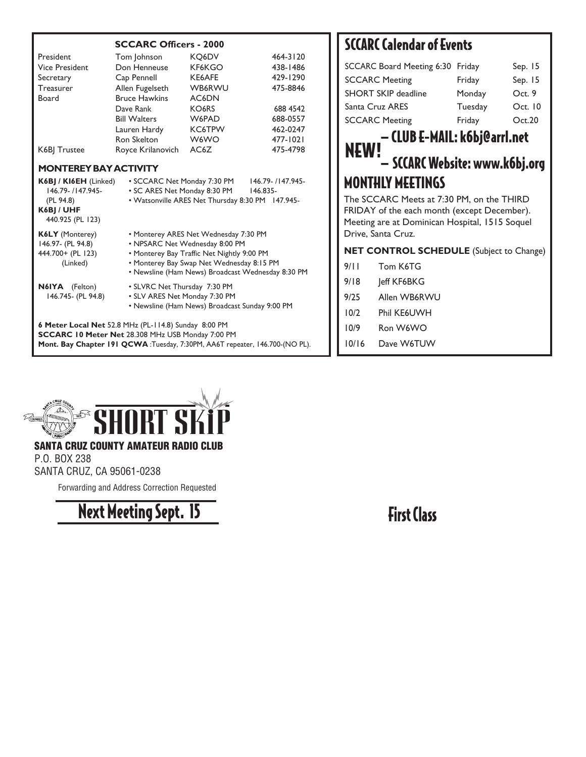## SCCARC Officers - 2000

| | | | |
|---|---|---|---|
| President | Tom Johnson | KQ6DV | 464-3120 |
| Vice President | Don Henneuse | KF6KGO | 438-1486 |
| Secretary | Cap Pennell | KE6AFE | 429-1290 |
| Treasurer | Allen Fugelseth | WB6RWU | 475-8846 |
| Board | Bruce Hawkins | AC6DN | |
| | Dave Rank | KO6RS | 688 4542 |
| | Bill Walters | W6PAD | 688-0557 |
| | Lauren Hardy | KC6TPW | 462-0247 |
| | Ron Skelton | W6WO | 477-1021 |
| K6BJ Trustee | Royce Krilanovich | AC6Z | 475-4798 |

### MONTEREY BAY ACTIVITY

**K6BJ / KI6EH** (Linked)
146.79- /147.945-
(PL 94.8)
**K6BJ / UHF**
440.925 (PL 123)

- SCCARC Net Monday 7:30 PM 146.79- /147.945-
- SC ARES Net Monday 8:30 PM 146.835-
- Watsonville ARES Net Thursday 8:30 PM 147.945-

**K6LY** (Monterey)
146.97- (PL 94.8)
444.700+ (PL 123)
(Linked)

- Monterey ARES Net Wednesday 7:30 PM
- NPSARC Net Wednesday 8:00 PM
- Monterey Bay Traffic Net Nightly 9:00 PM
- Monterey Bay Swap Net Wednesday 8:15 PM
- Newsline (Ham News) Broadcast Wednesday 8:30 PM

**N6IYA** (Felton)
146.745- (PL 94.8)

- SLVRC Net Thursday 7:30 PM
- SLV ARES Net Monday 7:30 PM
- Newsline (Ham News) Broadcast Sunday 9:00 PM

**6 Meter Local Net** 52.8 MHz (PL-114.8) Sunday 8:00 PM
**SCCARC 10 Meter Net** 28.308 MHz USB Monday 7:00 PM
**Mont. Bay Chapter 191 QCWA** :Tuesday, 7:30PM, AA6T repeater, 146.700-(NO PL).

## SCCARC Calendar of Events

| | | |
|---|---|---|
| SCCARC Board Meeting 6:30 | Friday | Sep. 15 |
| SCCARC Meeting | Friday | Sep. 15 |
| SHORT SKIP deadline | Monday | Oct. 9 |
| Santa Cruz ARES | Tuesday | Oct. 10 |
| SCCARC Meeting | Friday | Oct.20 |

**NEW!**
– CLUB E-MAIL: k6bj@arrl.net
– SCCARC Website: www.k6bj.org

## MONTHLY MEETINGS

The SCCARC Meets at 7:30 PM, on the THIRD FRIDAY of the each month (except December). Meeting are at Dominican Hospital, 1515 Soquel Drive, Santa Cruz.

**NET CONTROL SCHEDULE** (Subject to Change)

| | |
|---|---|
| 9/11 | Tom K6TG |
| 9/18 | Jeff KF6BKG |
| 9/25 | Allen WB6RWU |
| 10/2 | Phil KE6UWH |
| 10/9 | Ron W6WO |
| 10/16 | Dave W6TUW |

# SHORT SKIP

**SANTA CRUZ COUNTY AMATEUR RADIO CLUB**
P.O. BOX 238
SANTA CRUZ, CA 95061-0238

Forwarding and Address Correction Requested

## Next Meeting Sept. 15

First Class